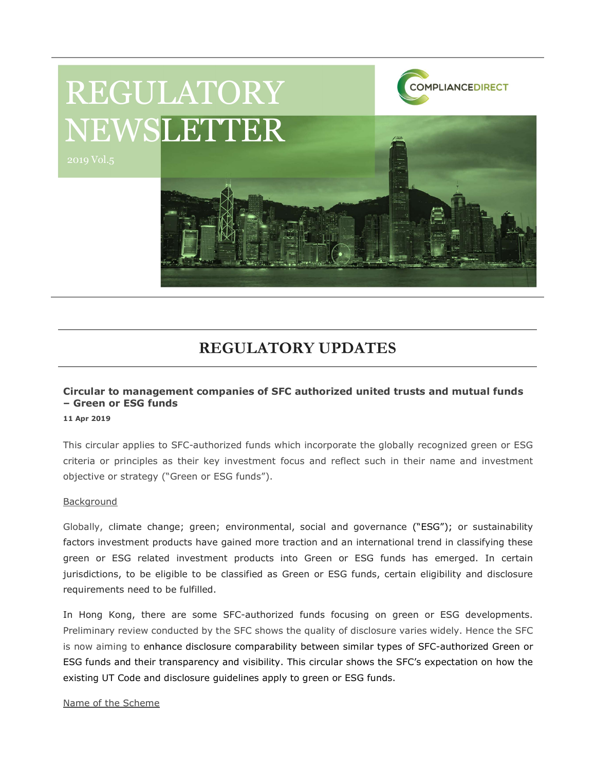# REGULATORY NEWSLETTER

2019 Vol.5

COMPLIANCEDIRECT

## REGULATORY UPDATES

### Circular to management companies of SFC authorized united trusts and mutual funds – Green or ESG funds

**11 Apr 2019**

This circular applies to SFC-authorized funds which incorporate the globally recognized green or ESG criteria or principles as their key investment focus and reflect such in their name and investment objective or strategy ("Green or ESG funds").

Background

Globally, climate change; green; environmental, social and governance ("ESG"); or sustainability factors investment products have gained more traction and an international trend in classifying these green or ESG related investment products into Green or ESG funds has emerged. In certain jurisdictions, to be eligible to be classified as Green or ESG funds, certain eligibility and disclosure requirements need to be fulfilled.

In Hong Kong, there are some SFC-authorized funds focusing on green or ESG developments. Preliminary review conducted by the SFC shows the quality of disclosure varies widely. Hence the SFC is now aiming to enhance disclosure comparability between similar types of SFC-authorized Green or ESG funds and their transparency and visibility. This circular shows the SFC's expectation on how the existing UT Code and disclosure guidelines apply to green or ESG funds.

Name of the Scheme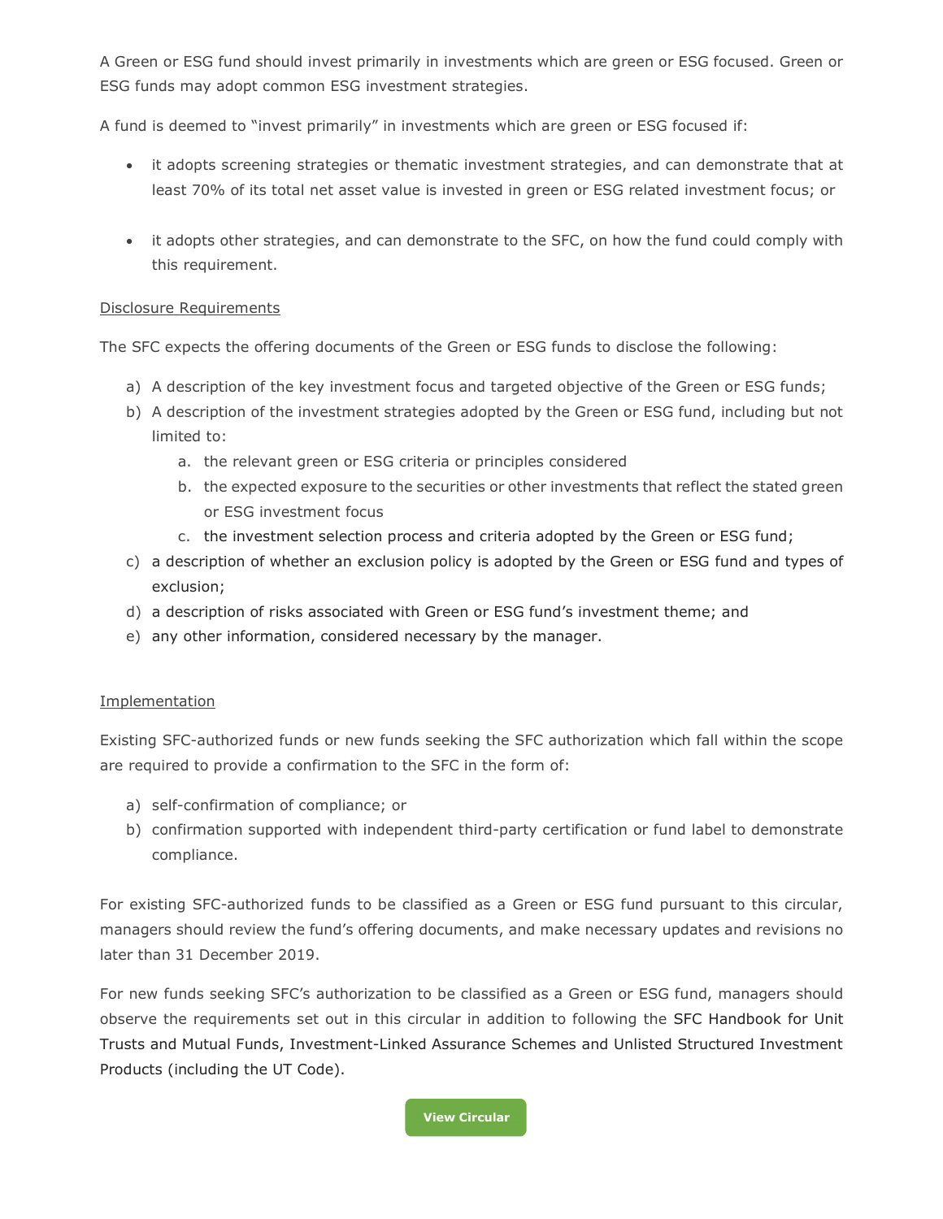A Green or ESG fund should invest primarily in investments which are green or ESG focused. Green or ESG funds may adopt common ESG investment strategies.

A fund is deemed to "invest primarily" in investments which are green or ESG focused if:

- it adopts screening strategies or thematic investment strategies, and can demonstrate that at least 70% of its total net asset value is invested in green or ESG related investment focus; or
- it adopts other strategies, and can demonstrate to the SFC, on how the fund could comply with this requirement.

<u>Disclosure Requirements</u>

The SFC expects the offering documents of the Green or ESG funds to disclose the following:

a) A description of the key investment focus and targeted objective of the Green or ESG funds;
b) A description of the investment strategies adopted by the Green or ESG fund, including but not limited to:
    a. the relevant green or ESG criteria or principles considered
    b. the expected exposure to the securities or other investments that reflect the stated green or ESG investment focus
    c. the investment selection process and criteria adopted by the Green or ESG fund;
c) a description of whether an exclusion policy is adopted by the Green or ESG fund and types of exclusion;
d) a description of risks associated with Green or ESG fund's investment theme; and
e) any other information, considered necessary by the manager.

<u>Implementation</u>

Existing SFC-authorized funds or new funds seeking the SFC authorization which fall within the scope are required to provide a confirmation to the SFC in the form of:

a) self-confirmation of compliance; or
b) confirmation supported with independent third-party certification or fund label to demonstrate compliance.

For existing SFC-authorized funds to be classified as a Green or ESG fund pursuant to this circular, managers should review the fund's offering documents, and make necessary updates and revisions no later than 31 December 2019.

For new funds seeking SFC's authorization to be classified as a Green or ESG fund, managers should observe the requirements set out in this circular in addition to following the SFC Handbook for Unit Trusts and Mutual Funds, Investment-Linked Assurance Schemes and Unlisted Structured Investment Products (including the UT Code).

View Circular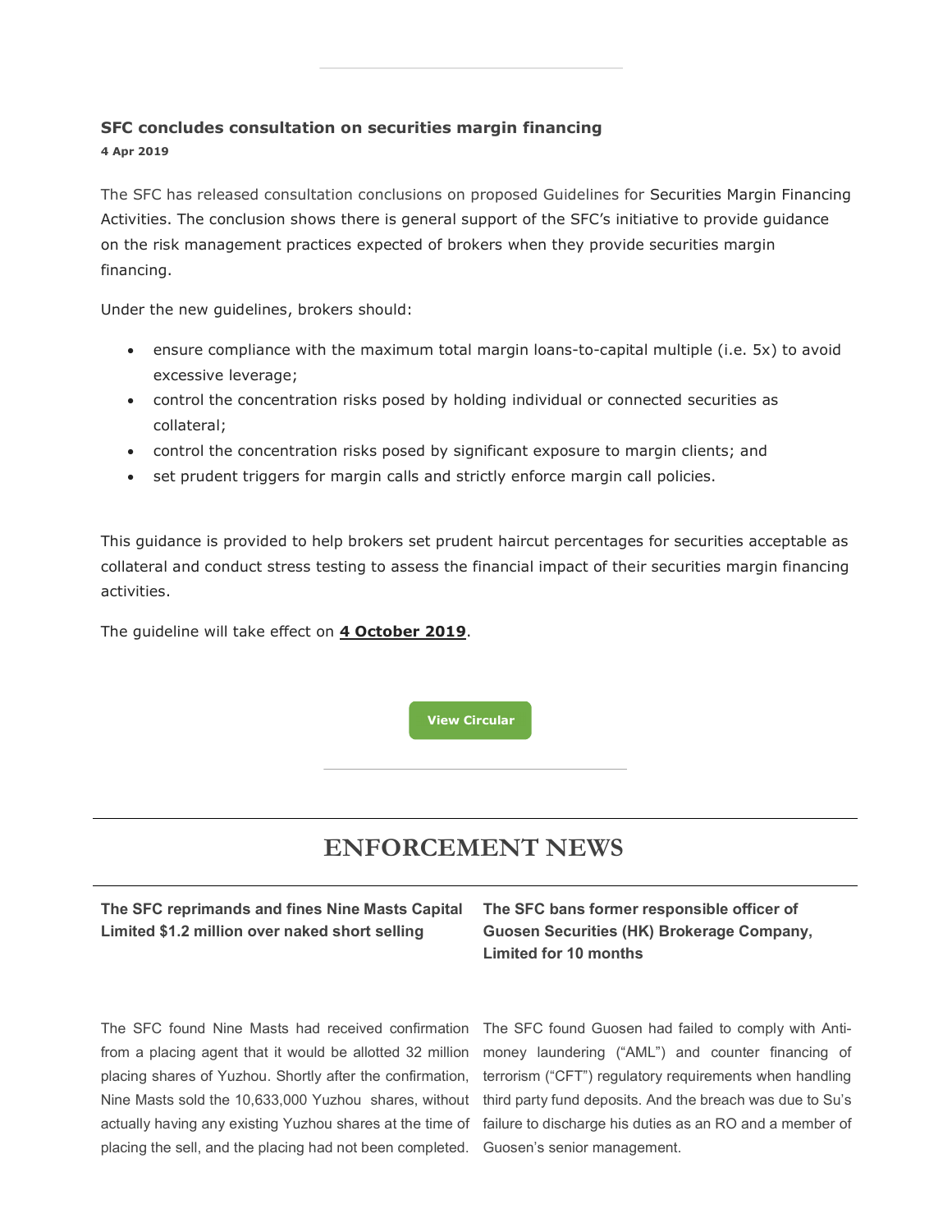### SFC concludes consultation on securities margin financing

**4 Apr 2019**

The SFC has released consultation conclusions on proposed Guidelines for Securities Margin Financing Activities. The conclusion shows there is general support of the SFC's initiative to provide guidance on the risk management practices expected of brokers when they provide securities margin financing.

Under the new guidelines, brokers should:

- ensure compliance with the maximum total margin loans-to-capital multiple (i.e. 5x) to avoid excessive leverage;
- control the concentration risks posed by holding individual or connected securities as collateral;
- control the concentration risks posed by significant exposure to margin clients; and
- set prudent triggers for margin calls and strictly enforce margin call policies.

This guidance is provided to help brokers set prudent haircut percentages for securities acceptable as collateral and conduct stress testing to assess the financial impact of their securities margin financing activities.

The guideline will take effect on **4 October 2019**.

View Circular

## ENFORCEMENT NEWS

### The SFC reprimands and fines Nine Masts Capital Limited $1.2 million over naked short selling

The SFC found Nine Masts had received confirmation from a placing agent that it would be allotted 32 million placing shares of Yuzhou. Shortly after the confirmation, Nine Masts sold the 10,633,000 Yuzhou shares, without actually having any existing Yuzhou shares at the time of placing the sell, and the placing had not been completed.

### The SFC bans former responsible officer of Guosen Securities (HK) Brokerage Company, Limited for 10 months

The SFC found Guosen had failed to comply with Anti-money laundering ("AML") and counter financing of terrorism ("CFT") regulatory requirements when handling third party fund deposits. And the breach was due to Su's failure to discharge his duties as an RO and a member of Guosen's senior management.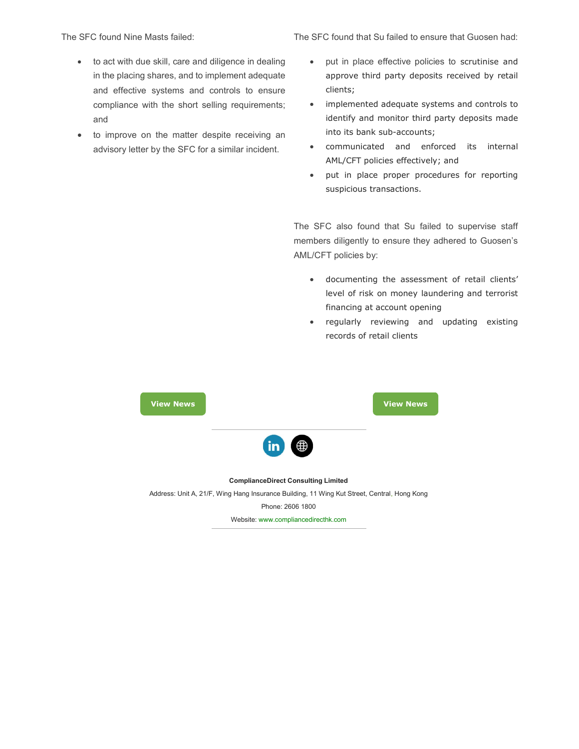The SFC found Nine Masts failed:

- to act with due skill, care and diligence in dealing in the placing shares, and to implement adequate and effective systems and controls to ensure compliance with the short selling requirements; and
- to improve on the matter despite receiving an advisory letter by the SFC for a similar incident.

View News

The SFC found that Su failed to ensure that Guosen had:

- put in place effective policies to scrutinise and approve third party deposits received by retail clients;
- implemented adequate systems and controls to identify and monitor third party deposits made into its bank sub-accounts;
- communicated and enforced its internal AML/CFT policies effectively; and
- put in place proper procedures for reporting suspicious transactions.

The SFC also found that Su failed to supervise staff members diligently to ensure they adhered to Guosen's AML/CFT policies by:

- documenting the assessment of retail clients' level of risk on money laundering and terrorist financing at account opening
- regularly reviewing and updating existing records of retail clients

View News

**ComplianceDirect Consulting Limited**

Address: Unit A, 21/F, Wing Hang Insurance Building, 11 Wing Kut Street, Central, Hong Kong

Phone: 2606 1800

Website: www.compliancedirecthk.com